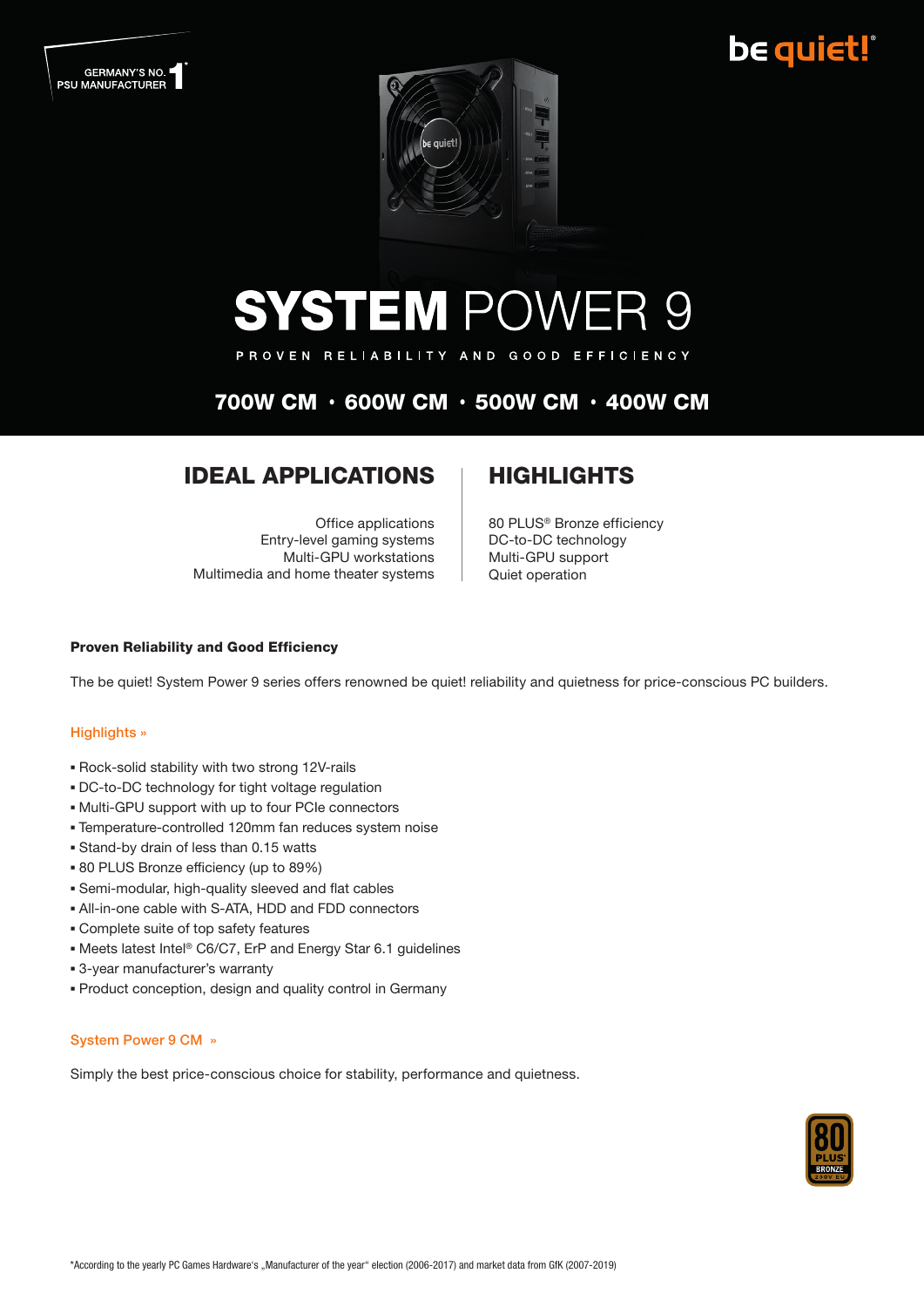GERMANY'S NO. 1* PSU MANUFACTURER

be quiet!

# SYSTEM POWER 9

PROVEN RELIABILITY AND GOOD EFFICIENCY

**700W CM • 600W CM • 500W CM • 400W CM**

## IDEAL APPLICATIONS

Office applications
Entry-level gaming systems
Multi-GPU workstations
Multimedia and home theater systems

## HIGHLIGHTS

80 PLUS® Bronze efficiency
DC-to-DC technology
Multi-GPU support
Quiet operation

**Proven Reliability and Good Efficiency**

The be quiet! System Power 9 series offers renowned be quiet! reliability and quietness for price-conscious PC builders.

### Highlights »

- Rock-solid stability with two strong 12V-rails
- DC-to-DC technology for tight voltage regulation
- Multi-GPU support with up to four PCIe connectors
- Temperature-controlled 120mm fan reduces system noise
- Stand-by drain of less than 0.15 watts
- 80 PLUS Bronze efficiency (up to 89%)
- Semi-modular, high-quality sleeved and flat cables
- All-in-one cable with S-ATA, HDD and FDD connectors
- Complete suite of top safety features
- Meets latest Intel® C6/C7, ErP and Energy Star 6.1 guidelines
- 3-year manufacturer's warranty
- Product conception, design and quality control in Germany

### System Power 9 CM »

Simply the best price-conscious choice for stability, performance and quietness.

80 PLUS BRONZE 230V EU

*According to the yearly PC Games Hardware's „Manufacturer of the year" election (2006-2017) and market data from GfK (2007-2019)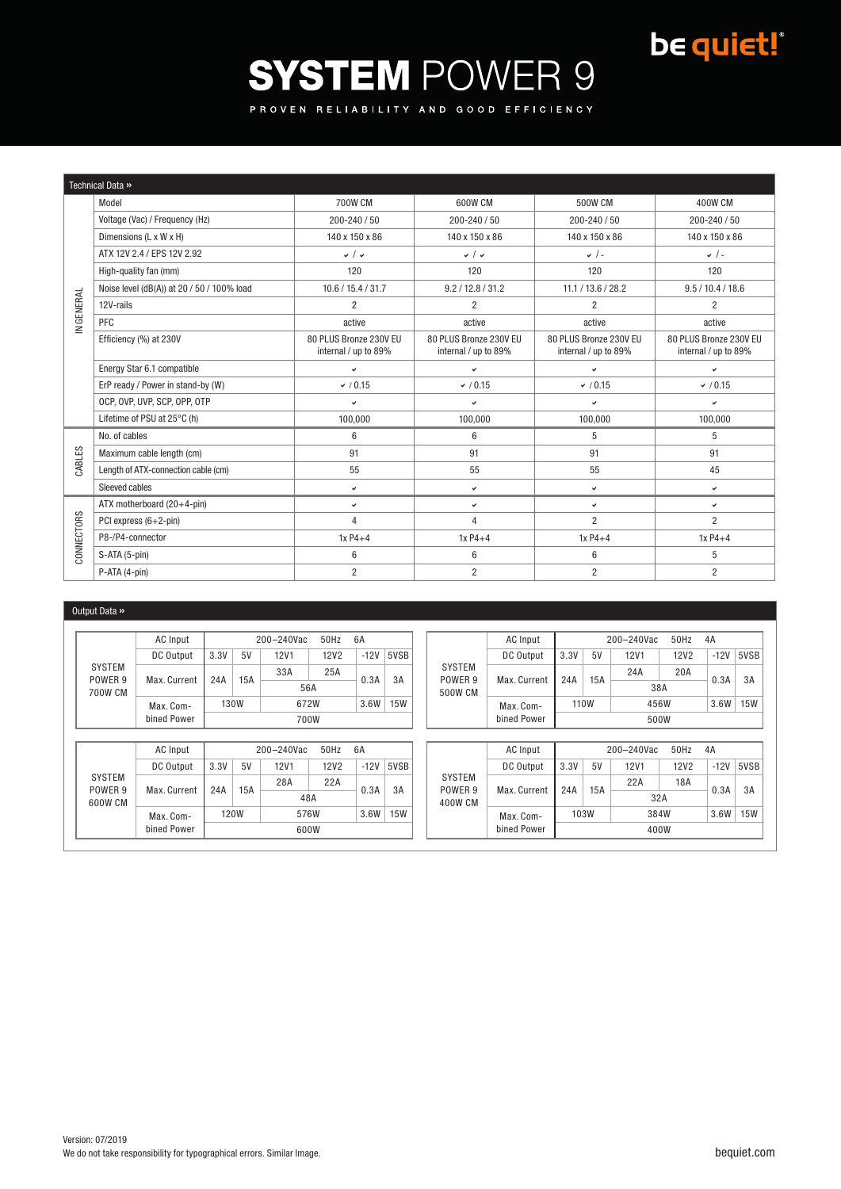be quiet!

# SYSTEM POWER 9

PROVEN RELIABILITY AND GOOD EFFICIENCY

## Technical Data »

| | | 700W CM | 600W CM | 500W CM | 400W CM |
|---|---|---|---|---|---|
| IN GENERAL | Model | 700W CM | 600W CM | 500W CM | 400W CM |
| | Voltage (Vac) / Frequency (Hz) | 200-240 / 50 | 200-240 / 50 | 200-240 / 50 | 200-240 / 50 |
| | Dimensions (L x W x H) | 140 x 150 x 86 | 140 x 150 x 86 | 140 x 150 x 86 | 140 x 150 x 86 |
| | ATX 12V 2.4 / EPS 12V 2.92 | ✓ / ✓ | ✓ / ✓ | ✓ / - | ✓ / - |
| | High-quality fan (mm) | 120 | 120 | 120 | 120 |
| | Noise level (dB(A)) at 20 / 50 / 100% load | 10.6 / 15.4 / 31.7 | 9.2 / 12.8 / 31.2 | 11.1 / 13.6 / 28.2 | 9.5 / 10.4 / 18.6 |
| | 12V-rails | 2 | 2 | 2 | 2 |
| | PFC | active | active | active | active |
| | Efficiency (%) at 230V | 80 PLUS Bronze 230V EU internal / up to 89% | 80 PLUS Bronze 230V EU internal / up to 89% | 80 PLUS Bronze 230V EU internal / up to 89% | 80 PLUS Bronze 230V EU internal / up to 89% |
| | Energy Star 6.1 compatible | ✓ | ✓ | ✓ | ✓ |
| | ErP ready / Power in stand-by (W) | ✓ / 0.15 | ✓ / 0.15 | ✓ / 0.15 | ✓ / 0.15 |
| | OCP, OVP, UVP, SCP, OPP, OTP | ✓ | ✓ | ✓ | ✓ |
| | Lifetime of PSU at 25°C (h) | 100,000 | 100,000 | 100,000 | 100,000 |
| CABLES | No. of cables | 6 | 6 | 5 | 5 |
| | Maximum cable length (cm) | 91 | 91 | 91 | 91 |
| | Length of ATX-connection cable (cm) | 55 | 55 | 55 | 45 |
| | Sleeved cables | ✓ | ✓ | ✓ | ✓ |
| CONNECTORS | ATX motherboard (20+4-pin) | ✓ | ✓ | ✓ | ✓ |
| | PCI express (6+2-pin) | 4 | 4 | 2 | 2 |
| | P8-/P4-connector | 1x P4+4 | 1x P4+4 | 1x P4+4 | 1x P4+4 |
| | S-ATA (5-pin) | 6 | 6 | 6 | 5 |
| | P-ATA (4-pin) | 2 | 2 | 2 | 2 |

## Output Data »

**SYSTEM POWER 9 700W CM**

| AC Input | 200–240Vac 50Hz 6A | | | | | |
|---|---|---|---|---|---|---|
| DC Output | 3.3V | 5V | 12V1 | 12V2 | -12V | 5VSB |
| Max. Current | 24A | 15A | 33A | 25A | 0.3A | 3A |
| | | | 56A | | | |
| Max. Combined Power | 130W | | 672W | | 3.6W | 15W |
| | 700W | | | | | |

**SYSTEM POWER 9 500W CM**

| AC Input | 200–240Vac 50Hz 4A | | | | | |
|---|---|---|---|---|---|---|
| DC Output | 3.3V | 5V | 12V1 | 12V2 | -12V | 5VSB |
| Max. Current | 24A | 15A | 24A | 20A | 0.3A | 3A |
| | | | 38A | | | |
| Max. Combined Power | 110W | | 456W | | 3.6W | 15W |
| | 500W | | | | | |

**SYSTEM POWER 9 600W CM**

| AC Input | 200–240Vac 50Hz 6A | | | | | |
|---|---|---|---|---|---|---|
| DC Output | 3.3V | 5V | 12V1 | 12V2 | -12V | 5VSB |
| Max. Current | 24A | 15A | 28A | 22A | 0.3A | 3A |
| | | | 48A | | | |
| Max. Combined Power | 120W | | 576W | | 3.6W | 15W |
| | 600W | | | | | |

**SYSTEM POWER 9 400W CM**

| AC Input | 200–240Vac 50Hz 4A | | | | | |
|---|---|---|---|---|---|---|
| DC Output | 3.3V | 5V | 12V1 | 12V2 | -12V | 5VSB |
| Max. Current | 24A | 15A | 22A | 18A | 0.3A | 3A |
| | | | 32A | | | |
| Max. Combined Power | 103W | | 384W | | 3.6W | 15W |
| | 400W | | | | | |

Version: 07/2019
We do not take responsibility for typographical errors. Similar Image.

bequiet.com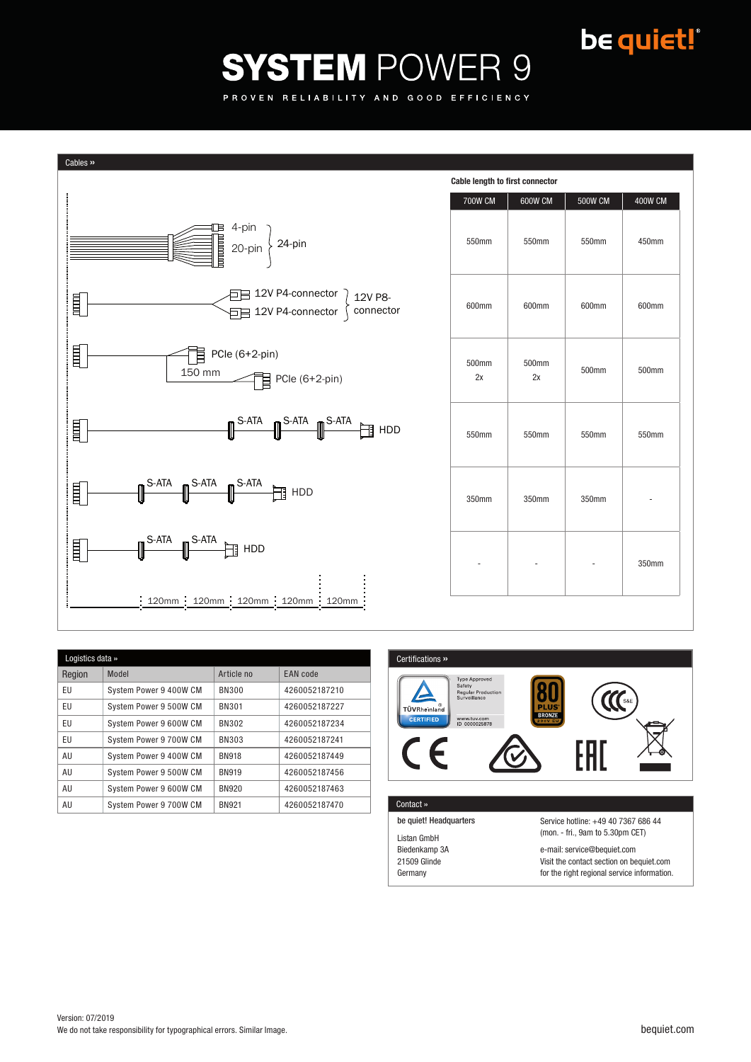be quiet!

# SYSTEM POWER 9

PROVEN RELIABILITY AND GOOD EFFICIENCY

## Cables »

4-pin
20-pin
24-pin

12V P4-connector
12V P4-connector
12V P8-connector

PCIe (6+2-pin)
150 mm
PCIe (6+2-pin)

S-ATA S-ATA S-ATA HDD

S-ATA S-ATA S-ATA HDD

S-ATA S-ATA HDD

120mm 120mm 120mm 120mm 120mm

**Cable length to first connector**

| 700W CM | 600W CM | 500W CM | 400W CM |
|---|---|---|---|
| 550mm | 550mm | 550mm | 450mm |
| 600mm | 600mm | 600mm | 600mm |
| 500mm 2x | 500mm 2x | 500mm | 500mm |
| 550mm | 550mm | 550mm | 550mm |
| 350mm | 350mm | 350mm | - |
| - | - | - | 350mm |

## Logistics data »

| Region | Model | Article no | EAN code |
|---|---|---|---|
| EU | System Power 9 400W CM | BN300 | 4260052187210 |
| EU | System Power 9 500W CM | BN301 | 4260052187227 |
| EU | System Power 9 600W CM | BN302 | 4260052187234 |
| EU | System Power 9 700W CM | BN303 | 4260052187241 |
| AU | System Power 9 400W CM | BN918 | 4260052187449 |
| AU | System Power 9 500W CM | BN919 | 4260052187456 |
| AU | System Power 9 600W CM | BN920 | 4260052187463 |
| AU | System Power 9 700W CM | BN921 | 4260052187470 |

## Certifications »

TÜVRheinland CERTIFIED
Type Approved
Safety
Regular Production
Surveillance
www.tuv.com
ID 0000025878

80 PLUS BRONZE

S&E

## Contact »

**be quiet! Headquarters**

Listan GmbH
Biedenkamp 3A
21509 Glinde
Germany

Service hotline: +49 40 7367 686 44
(mon. - fri., 9am to 5.30pm CET)

e-mail: service@bequiet.com
Visit the contact section on bequiet.com
for the right regional service information.

Version: 07/2019
We do not take responsibility for typographical errors. Similar Image.

bequiet.com